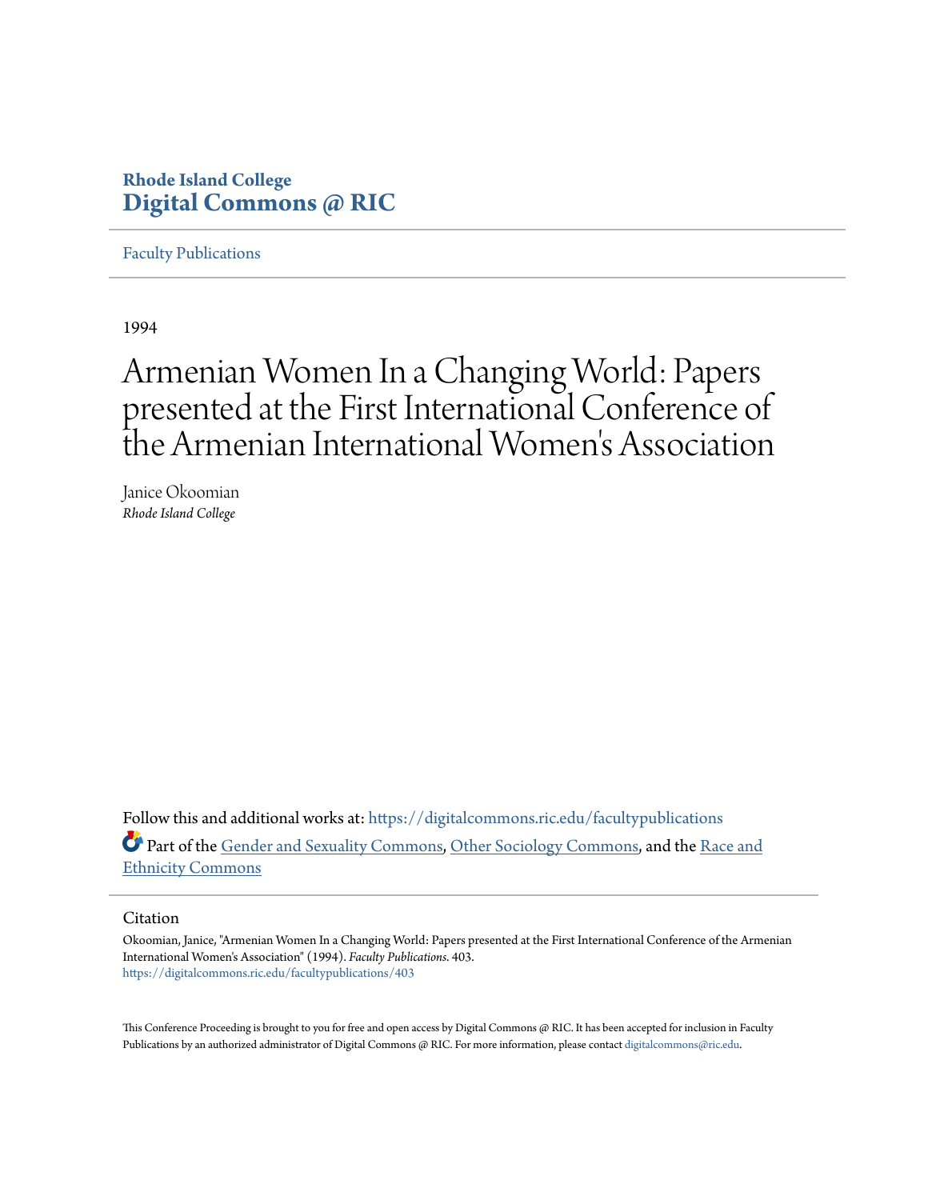Rhode Island College
**Digital Commons @ RIC**

Faculty Publications

---

1994

# Armenian Women In a Changing World: Papers presented at the First International Conference of the Armenian International Women's Association

Janice Okoomian
*Rhode Island College*

Follow this and additional works at: https://digitalcommons.ric.edu/facultypublications

Part of the Gender and Sexuality Commons, Other Sociology Commons, and the Race and Ethnicity Commons

## Citation

Okoomian, Janice, "Armenian Women In a Changing World: Papers presented at the First International Conference of the Armenian International Women's Association" (1994). *Faculty Publications*. 403.
https://digitalcommons.ric.edu/facultypublications/403

This Conference Proceeding is brought to you for free and open access by Digital Commons @ RIC. It has been accepted for inclusion in Faculty Publications by an authorized administrator of Digital Commons @ RIC. For more information, please contact digitalcommons@ric.edu.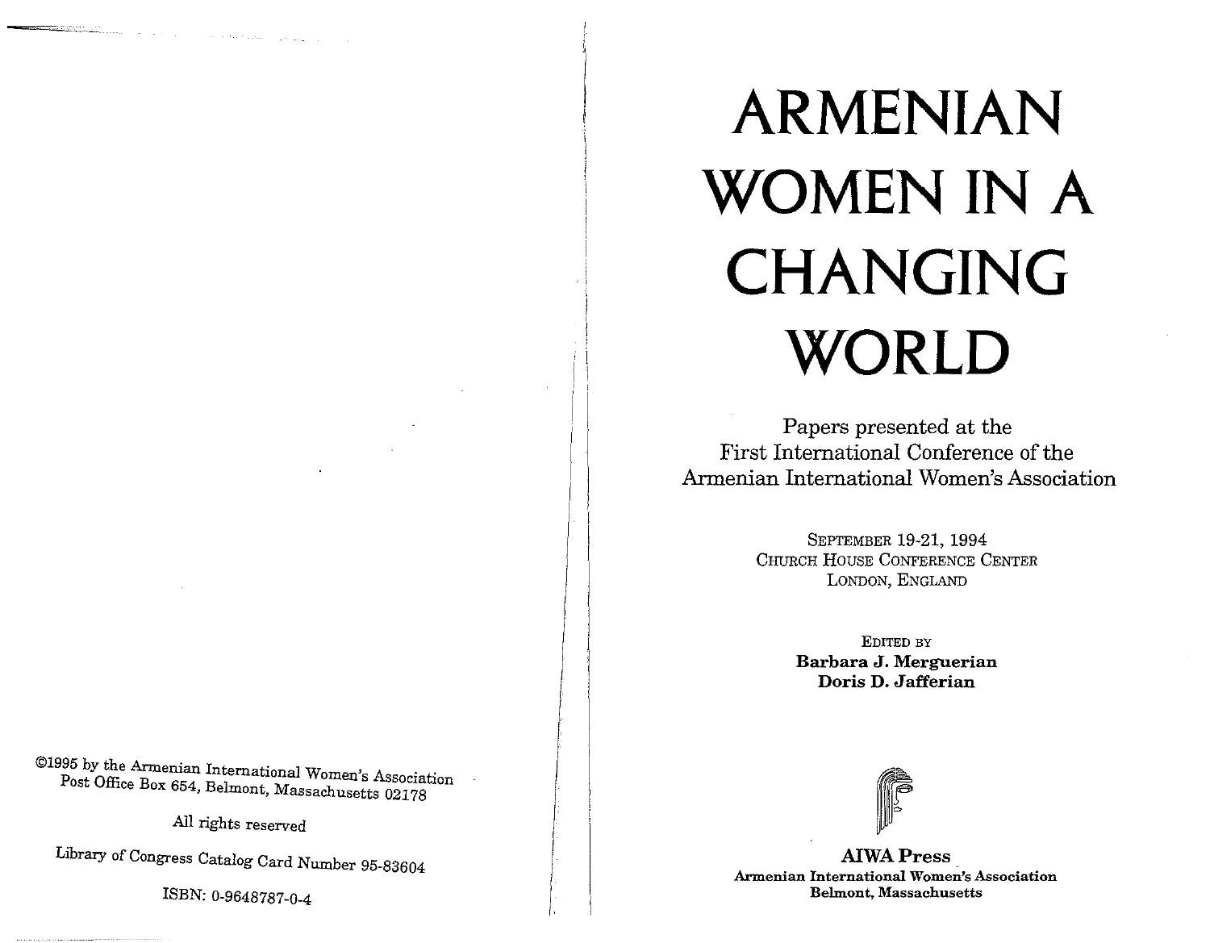©1995 by the Armenian International Women's Association
Post Office Box 654, Belmont, Massachusetts 02178

All rights reserved

Library of Congress Catalog Card Number 95-83604

ISBN: 0-9648787-0-4

# ARMENIAN WOMEN IN A CHANGING WORLD

Papers presented at the
First International Conference of the
Armenian International Women's Association

SEPTEMBER 19-21, 1994
CHURCH HOUSE CONFERENCE CENTER
LONDON, ENGLAND

EDITED BY
**Barbara J. Merguerian**
**Doris D. Jafferian**

**AIWA Press**
**Armenian International Women's Association**
**Belmont, Massachusetts**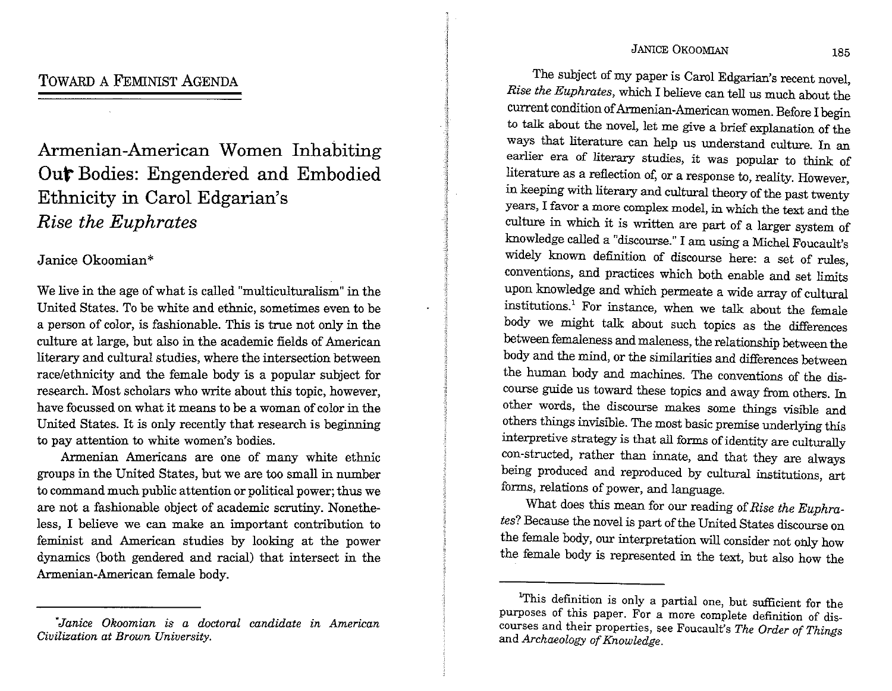## Toward a Feminist Agenda

# Armenian-American Women Inhabiting Our Bodies: Engendered and Embodied Ethnicity in Carol Edgarian's *Rise the Euphrates*

Janice Okoomian*

We live in the age of what is called "multiculturalism" in the United States. To be white and ethnic, sometimes even to be a person of color, is fashionable. This is true not only in the culture at large, but also in the academic fields of American literary and cultural studies, where the intersection between race/ethnicity and the female body is a popular subject for research. Most scholars who write about this topic, however, have focussed on what it means to be a woman of color in the United States. It is only recently that research is beginning to pay attention to white women's bodies.

Armenian Americans are one of many white ethnic groups in the United States, but we are too small in number to command much public attention or political power; thus we are not a fashionable object of academic scrutiny. Nonetheless, I believe we can make an important contribution to feminist and American studies by looking at the power dynamics (both gendered and racial) that intersect in the Armenian-American female body.

*\*Janice Okoomian is a doctoral candidate in American Civilization at Brown University.*

The subject of my paper is Carol Edgarian's recent novel, *Rise the Euphrates*, which I believe can tell us much about the current condition of Armenian-American women. Before I begin to talk about the novel, let me give a brief explanation of the ways that literature can help us understand culture. In an earlier era of literary studies, it was popular to think of literature as a reflection of, or a response to, reality. However, in keeping with literary and cultural theory of the past twenty years, I favor a more complex model, in which the text and the culture in which it is written are part of a larger system of knowledge called a "discourse." I am using a Michel Foucault's widely known definition of discourse here: a set of rules, conventions, and practices which both enable and set limits upon knowledge and which permeate a wide array of cultural institutions.[1] For instance, when we talk about the female body we might talk about such topics as the differences between femaleness and maleness, the relationship between the body and the mind, or the similarities and differences between the human body and machines. The conventions of the discourse guide us toward these topics and away from others. In other words, the discourse makes some things visible and others things invisible. The most basic premise underlying this interpretive strategy is that all forms of identity are culturally con-structed, rather than innate, and that they are always being produced and reproduced by cultural institutions, art forms, relations of power, and language.

What does this mean for our reading of *Rise the Euphrates*? Because the novel is part of the United States discourse on the female body, our interpretation will consider not only how the female body is represented in the text, but also how the

[1]This definition is only a partial one, but sufficient for the purposes of this paper. For a more complete definition of discourses and their properties, see Foucault's *The Order of Things* and *Archaeology of Knowledge*.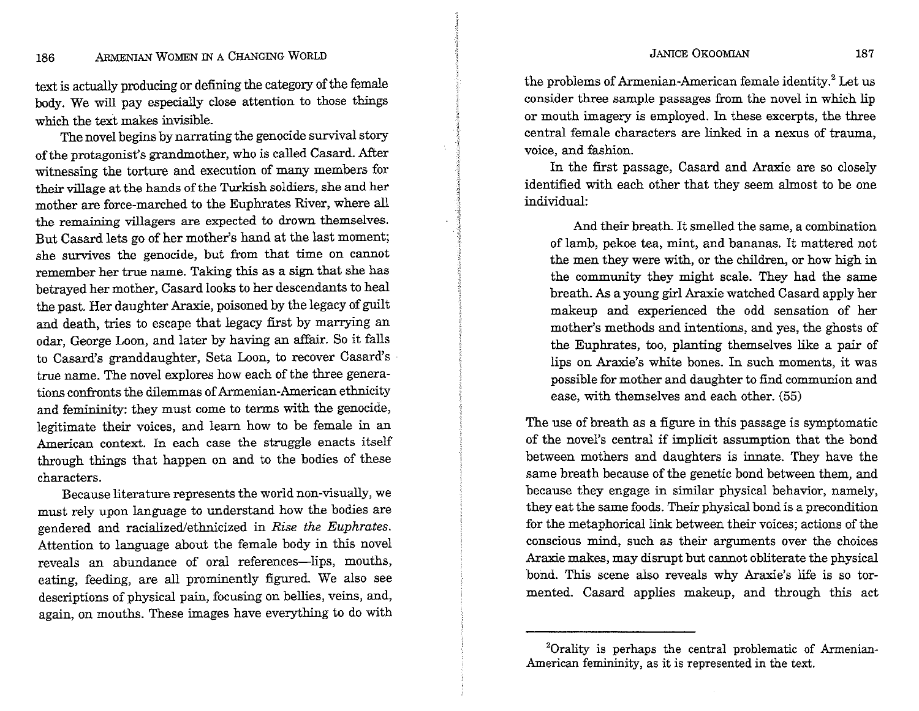text is actually producing or defining the category of the female body. We will pay especially close attention to those things which the text makes invisible.

The novel begins by narrating the genocide survival story of the protagonist's grandmother, who is called Casard. After witnessing the torture and execution of many members for their village at the hands of the Turkish soldiers, she and her mother are force-marched to the Euphrates River, where all the remaining villagers are expected to drown themselves. But Casard lets go of her mother's hand at the last moment; she survives the genocide, but from that time on cannot remember her true name. Taking this as a sign that she has betrayed her mother, Casard looks to her descendants to heal the past. Her daughter Araxie, poisoned by the legacy of guilt and death, tries to escape that legacy first by marrying an odar, George Loon, and later by having an affair. So it falls to Casard's granddaughter, Seta Loon, to recover Casard's true name. The novel explores how each of the three generations confronts the dilemmas of Armenian-American ethnicity and femininity: they must come to terms with the genocide, legitimate their voices, and learn how to be female in an American context. In each case the struggle enacts itself through things that happen on and to the bodies of these characters.

Because literature represents the world non-visually, we must rely upon language to understand how the bodies are gendered and racialized/ethnicized in *Rise the Euphrates*. Attention to language about the female body in this novel reveals an abundance of oral references—lips, mouths, eating, feeding, are all prominently figured. We also see descriptions of physical pain, focusing on bellies, veins, and, again, on mouths. These images have everything to do with the problems of Armenian-American female identity.[2] Let us consider three sample passages from the novel in which lip or mouth imagery is employed. In these excerpts, the three central female characters are linked in a nexus of trauma, voice, and fashion.

In the first passage, Casard and Araxie are so closely identified with each other that they seem almost to be one individual:

> And their breath. It smelled the same, a combination of lamb, pekoe tea, mint, and bananas. It mattered not the men they were with, or the children, or how high in the community they might scale. They had the same breath. As a young girl Araxie watched Casard apply her makeup and experienced the odd sensation of her mother's methods and intentions, and yes, the ghosts of the Euphrates, too, planting themselves like a pair of lips on Araxie's white bones. In such moments, it was possible for mother and daughter to find communion and ease, with themselves and each other. (55)

The use of breath as a figure in this passage is symptomatic of the novel's central if implicit assumption that the bond between mothers and daughters is innate. They have the same breath because of the genetic bond between them, and because they engage in similar physical behavior, namely, they eat the same foods. Their physical bond is a precondition for the metaphorical link between their voices; actions of the conscious mind, such as their arguments over the choices Araxie makes, may disrupt but cannot obliterate the physical bond. This scene also reveals why Araxie's life is so tormented. Casard applies makeup, and through this act

---

[2]Orality is perhaps the central problematic of Armenian-American femininity, as it is represented in the text.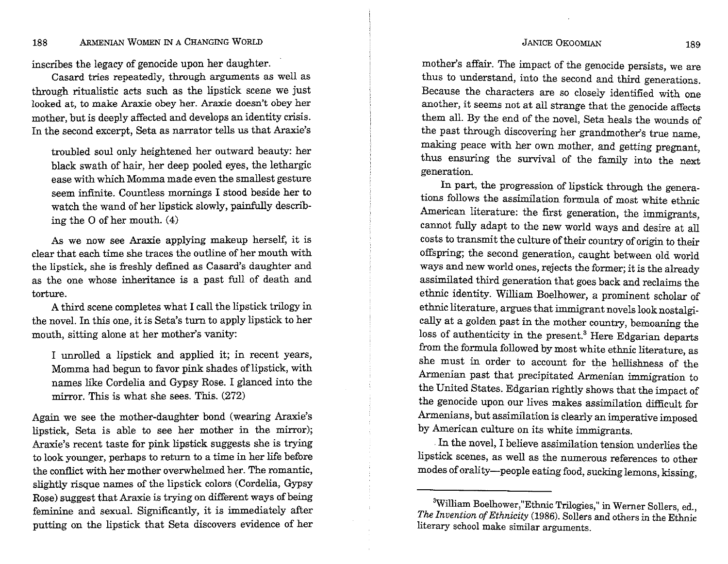inscribes the legacy of genocide upon her daughter.

Casard tries repeatedly, through arguments as well as through ritualistic acts such as the lipstick scene we just looked at, to make Araxie obey her. Araxie doesn't obey her mother, but is deeply affected and develops an identity crisis. In the second excerpt, Seta as narrator tells us that Araxie's

> troubled soul only heightened her outward beauty: her black swath of hair, her deep pooled eyes, the lethargic ease with which Momma made even the smallest gesture seem infinite. Countless mornings I stood beside her to watch the wand of her lipstick slowly, painfully describing the O of her mouth. (4)

As we now see Araxie applying makeup herself, it is clear that each time she traces the outline of her mouth with the lipstick, she is freshly defined as Casard's daughter and as the one whose inheritance is a past full of death and torture.

A third scene completes what I call the lipstick trilogy in the novel. In this one, it is Seta's turn to apply lipstick to her mouth, sitting alone at her mother's vanity:

> I unrolled a lipstick and applied it; in recent years, Momma had begun to favor pink shades of lipstick, with names like Cordelia and Gypsy Rose. I glanced into the mirror. This is what she sees. This. (272)

Again we see the mother-daughter bond (wearing Araxie's lipstick, Seta is able to see her mother in the mirror); Araxie's recent taste for pink lipstick suggests she is trying to look younger, perhaps to return to a time in her life before the conflict with her mother overwhelmed her. The romantic, slightly risque names of the lipstick colors (Cordelia, Gypsy Rose) suggest that Araxie is trying on different ways of being feminine and sexual. Significantly, it is immediately after putting on the lipstick that Seta discovers evidence of her mother's affair. The impact of the genocide persists, we are thus to understand, into the second and third generations. Because the characters are so closely identified with one another, it seems not at all strange that the genocide affects them all. By the end of the novel, Seta heals the wounds of the past through discovering her grandmother's true name, making peace with her own mother, and getting pregnant, thus ensuring the survival of the family into the next generation.

In part, the progression of lipstick through the generations follows the assimilation formula of most white ethnic American literature: the first generation, the immigrants, cannot fully adapt to the new world ways and desire at all costs to transmit the culture of their country of origin to their offspring; the second generation, caught between old world ways and new world ones, rejects the former; it is the already assimilated third generation that goes back and reclaims the ethnic identity. William Boelhower, a prominent scholar of ethnic literature, argues that immigrant novels look nostalgically at a golden past in the mother country, bemoaning the loss of authenticity in the present.[3] Here Edgarian departs from the formula followed by most white ethnic literature, as she must in order to account for the hellishness of the Armenian past that precipitated Armenian immigration to the United States. Edgarian rightly shows that the impact of the genocide upon our lives makes assimilation difficult for Armenians, but assimilation is clearly an imperative imposed by American culture on its white immigrants.

In the novel, I believe assimilation tension underlies the lipstick scenes, as well as the numerous references to other modes of orality—people eating food, sucking lemons, kissing,

---

[3]William Boelhower,"Ethnic Trilogies," in Werner Sollers, ed., *The Invention of Ethnicity* (1986). Sollers and others in the Ethnic literary school make similar arguments.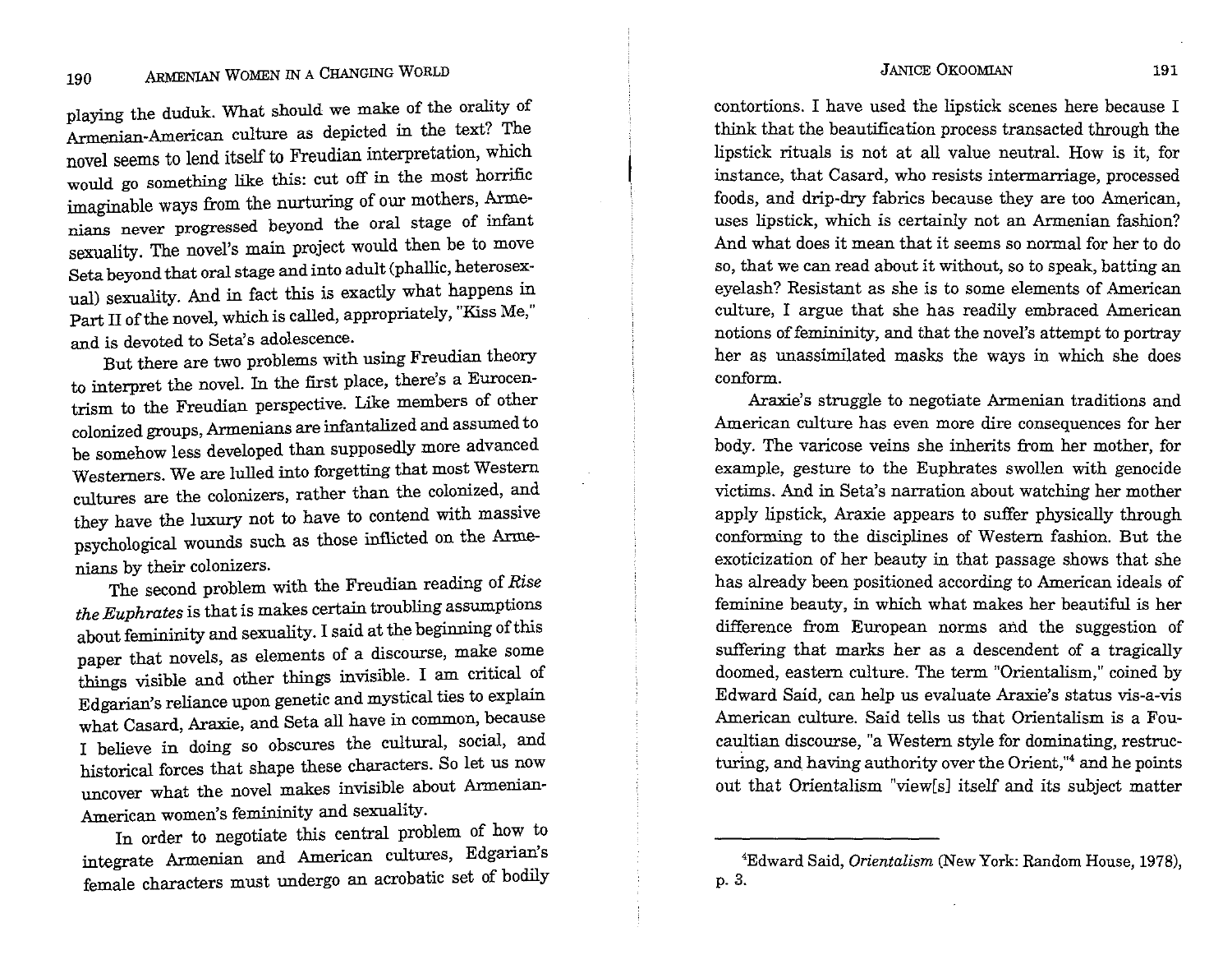playing the duduk. What should we make of the orality of Armenian-American culture as depicted in the text? The novel seems to lend itself to Freudian interpretation, which would go something like this: cut off in the most horrific imaginable ways from the nurturing of our mothers, Armenians never progressed beyond the oral stage of infant sexuality. The novel's main project would then be to move Seta beyond that oral stage and into adult (phallic, heterosexual) sexuality. And in fact this is exactly what happens in Part II of the novel, which is called, appropriately, "Kiss Me," and is devoted to Seta's adolescence.

But there are two problems with using Freudian theory to interpret the novel. In the first place, there's a Eurocentrism to the Freudian perspective. Like members of other colonized groups, Armenians are infantalized and assumed to be somehow less developed than supposedly more advanced Westerners. We are lulled into forgetting that most Western cultures are the colonizers, rather than the colonized, and they have the luxury not to have to contend with massive psychological wounds such as those inflicted on the Armenians by their colonizers.

The second problem with the Freudian reading of *Rise the Euphrates* is that is makes certain troubling assumptions about femininity and sexuality. I said at the beginning of this paper that novels, as elements of a discourse, make some things visible and other things invisible. I am critical of Edgarian's reliance upon genetic and mystical ties to explain what Casard, Araxie, and Seta all have in common, because I believe in doing so obscures the cultural, social, and historical forces that shape these characters. So let us now uncover what the novel makes invisible about Armenian-American women's femininity and sexuality.

In order to negotiate this central problem of how to integrate Armenian and American cultures, Edgarian's female characters must undergo an acrobatic set of bodily contortions. I have used the lipstick scenes here because I think that the beautification process transacted through the lipstick rituals is not at all value neutral. How is it, for instance, that Casard, who resists intermarriage, processed foods, and drip-dry fabrics because they are too American, uses lipstick, which is certainly not an Armenian fashion? And what does it mean that it seems so normal for her to do so, that we can read about it without, so to speak, batting an eyelash? Resistant as she is to some elements of American culture, I argue that she has readily embraced American notions of femininity, and that the novel's attempt to portray her as unassimilated masks the ways in which she does conform.

Araxie's struggle to negotiate Armenian traditions and American culture has even more dire consequences for her body. The varicose veins she inherits from her mother, for example, gesture to the Euphrates swollen with genocide victims. And in Seta's narration about watching her mother apply lipstick, Araxie appears to suffer physically through conforming to the disciplines of Western fashion. But the exoticization of her beauty in that passage shows that she has already been positioned according to American ideals of feminine beauty, in which what makes her beautiful is her difference from European norms and the suggestion of suffering that marks her as a descendent of a tragically doomed, eastern culture. The term "Orientalism," coined by Edward Said, can help us evaluate Araxie's status vis-a-vis American culture. Said tells us that Orientalism is a Foucaultian discourse, "a Western style for dominating, restructuring, and having authority over the Orient,"[4] and he points out that Orientalism "view[s] itself and its subject matter

---

[4]Edward Said, *Orientalism* (New York: Random House, 1978), p. 3.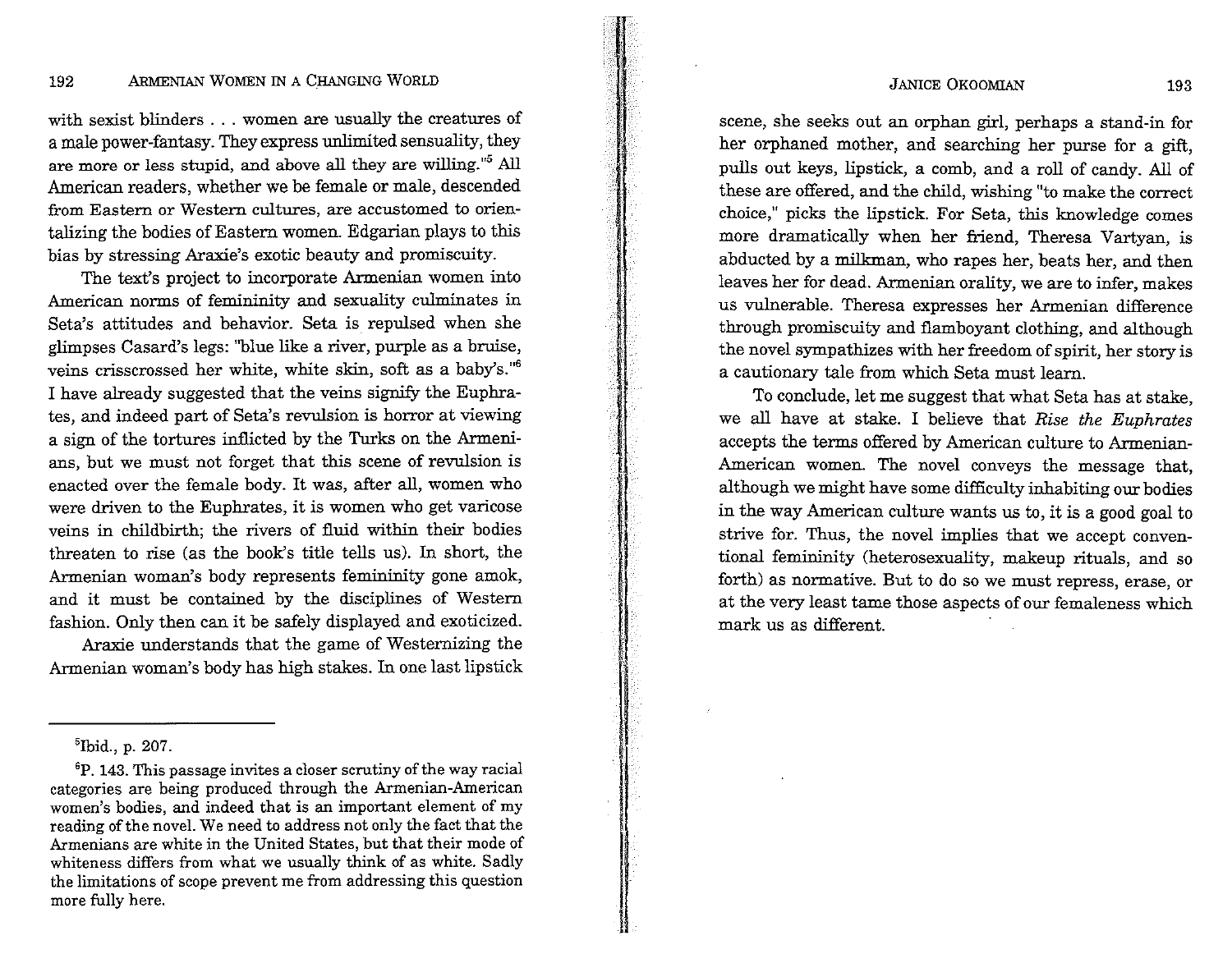with sexist blinders . . . women are usually the creatures of a male power-fantasy. They express unlimited sensuality, they are more or less stupid, and above all they are willing."[5] All American readers, whether we be female or male, descended from Eastern or Western cultures, are accustomed to orientalizing the bodies of Eastern women. Edgarian plays to this bias by stressing Araxie's exotic beauty and promiscuity.

The text's project to incorporate Armenian women into American norms of femininity and sexuality culminates in Seta's attitudes and behavior. Seta is repulsed when she glimpses Casard's legs: "blue like a river, purple as a bruise, veins crisscrossed her white, white skin, soft as a baby's."[6] I have already suggested that the veins signify the Euphrates, and indeed part of Seta's revulsion is horror at viewing a sign of the tortures inflicted by the Turks on the Armenians, but we must not forget that this scene of revulsion is enacted over the female body. It was, after all, women who were driven to the Euphrates, it is women who get varicose veins in childbirth; the rivers of fluid within their bodies threaten to rise (as the book's title tells us). In short, the Armenian woman's body represents femininity gone amok, and it must be contained by the disciplines of Western fashion. Only then can it be safely displayed and exoticized.

Araxie understands that the game of Westernizing the Armenian woman's body has high stakes. In one last lipstick scene, she seeks out an orphan girl, perhaps a stand-in for her orphaned mother, and searching her purse for a gift, pulls out keys, lipstick, a comb, and a roll of candy. All of these are offered, and the child, wishing "to make the correct choice," picks the lipstick. For Seta, this knowledge comes more dramatically when her friend, Theresa Vartyan, is abducted by a milkman, who rapes her, beats her, and then leaves her for dead. Armenian orality, we are to infer, makes us vulnerable. Theresa expresses her Armenian difference through promiscuity and flamboyant clothing, and although the novel sympathizes with her freedom of spirit, her story is a cautionary tale from which Seta must learn.

To conclude, let me suggest that what Seta has at stake, we all have at stake. I believe that *Rise the Euphrates* accepts the terms offered by American culture to Armenian-American women. The novel conveys the message that, although we might have some difficulty inhabiting our bodies in the way American culture wants us to, it is a good goal to strive for. Thus, the novel implies that we accept conventional femininity (heterosexuality, makeup rituals, and so forth) as normative. But to do so we must repress, erase, or at the very least tame those aspects of our femaleness which mark us as different.

---

[5]Ibid., p. 207.

[6]P. 143. This passage invites a closer scrutiny of the way racial categories are being produced through the Armenian-American women's bodies, and indeed that is an important element of my reading of the novel. We need to address not only the fact that the Armenians are white in the United States, but that their mode of whiteness differs from what we usually think of as white. Sadly the limitations of scope prevent me from addressing this question more fully here.